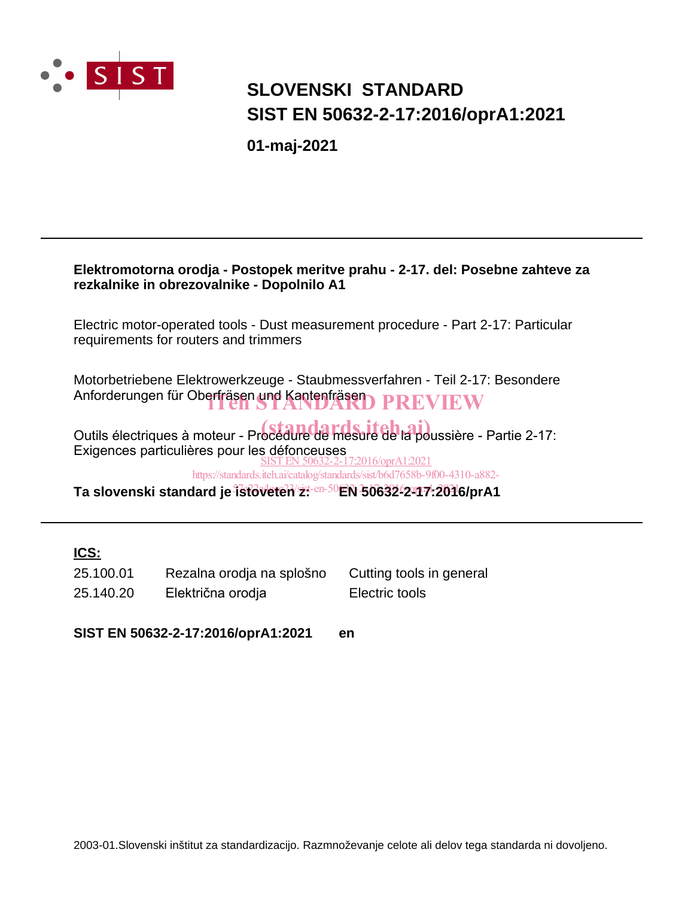SIST

# SLOVENSKI STANDARD
# SIST EN 50632-2-17:2016/oprA1:2021

**01-maj-2021**

---

**Elektromotorna orodja - Postopek meritve prahu - 2-17. del: Posebne zahteve za rezkalnike in obrezovalnike - Dopolnilo A1**

Electric motor-operated tools - Dust measurement procedure - Part 2-17: Particular requirements for routers and trimmers

Motorbetriebene Elektrowerkzeuge - Staubmessverfahren - Teil 2-17: Besondere Anforderungen für Oberfräsen und Kantenfräsen

Outils électriques à moteur - Procédure de mesure de la poussière - Partie 2-17: Exigences particulières pour les défonceuses

**Ta slovenski standard je istoveten z: EN 50632-2-17:2016/prA1**

---

**ICS:**

| | | |
|---|---|---|
| 25.100.01 | Rezalna orodja na splošno | Cutting tools in general |
| 25.140.20 | Električna orodja | Electric tools |

**SIST EN 50632-2-17:2016/oprA1:2021 en**

2003-01.Slovenski inštitut za standardizacijo. Razmnoževanje celote ali delov tega standarda ni dovoljeno.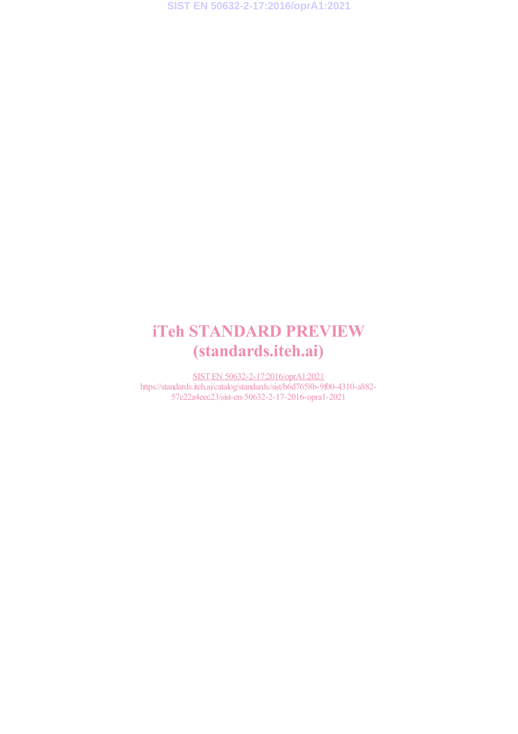# iTeh STANDARD PREVIEW
# (standards.iteh.ai)

SIST EN 50632-2-17:2016/oprA1:2021
https://standards.iteh.ai/catalog/standards/sist/b6d7658b-9f00-4310-a882-57e22a4eec23/sist-en-50632-2-17-2016-opra1-2021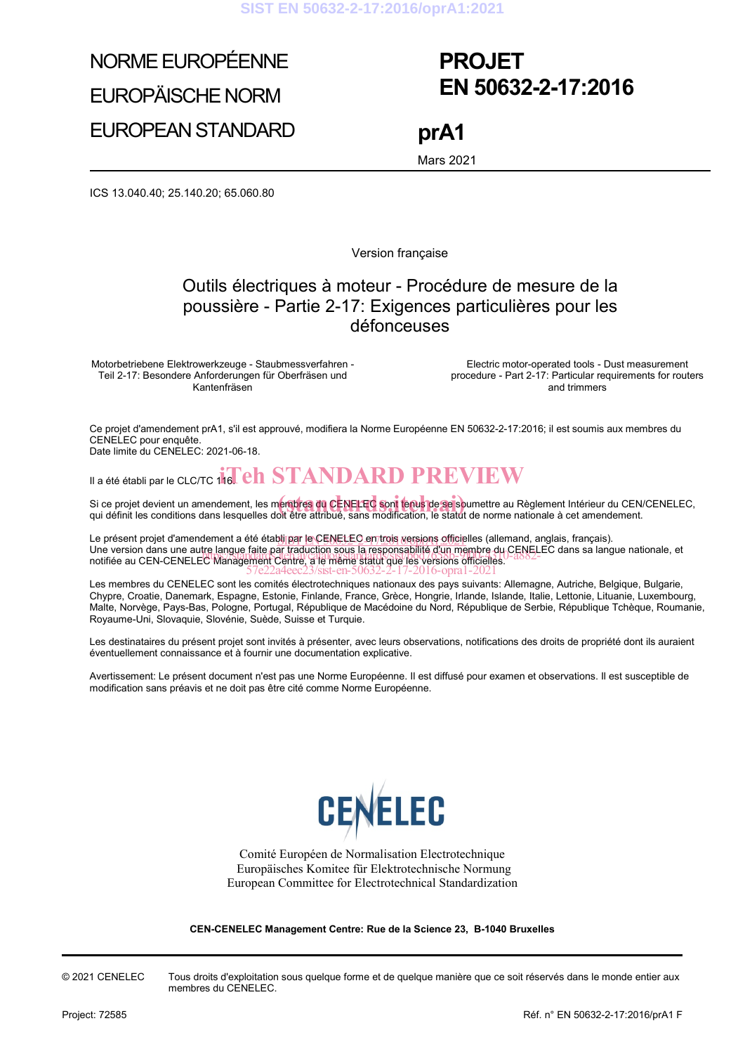NORME EUROPÉENNE

EUROPÄISCHE NORM

EUROPEAN STANDARD

**PROJET**
**EN 50632-2-17:2016**

**prA1**

Mars 2021

ICS 13.040.40; 25.140.20; 65.060.80

Version française

# Outils électriques à moteur - Procédure de mesure de la poussière - Partie 2-17: Exigences particulières pour les défonceuses

Motorbetriebene Elektrowerkzeuge - Staubmessverfahren - Teil 2-17: Besondere Anforderungen für Oberfräsen und Kantenfräsen

Electric motor-operated tools - Dust measurement procedure - Part 2-17: Particular requirements for routers and trimmers

Ce projet d'amendement prA1, s'il est approuvé, modifiera la Norme Européenne EN 50632-2-17:2016; il est soumis aux membres du CENELEC pour enquête.
Date limite du CENELEC: 2021-06-18.

Il a été établi par le CLC/TC 116.

Si ce projet devient un amendement, les membres du CENELEC sont tenus de se soumettre au Règlement Intérieur du CEN/CENELEC, qui définit les conditions dans lesquelles doit être attribué, sans modification, le statut de norme nationale à cet amendement.

Le présent projet d'amendement a été établi par le CENELEC en trois versions officielles (allemand, anglais, français). Une version dans une autre langue faite par traduction sous la responsabilité d'un membre du CENELEC dans sa langue nationale, et notifiée au CEN-CENELEC Management Centre, a le même statut que les versions officielles.

Les membres du CENELEC sont les comités électrotechniques nationaux des pays suivants: Allemagne, Autriche, Belgique, Bulgarie, Chypre, Croatie, Danemark, Espagne, Estonie, Finlande, France, Grèce, Hongrie, Irlande, Islande, Italie, Lettonie, Lituanie, Luxembourg, Malte, Norvège, Pays-Bas, Pologne, Portugal, République de Macédoine du Nord, République de Serbie, République Tchèque, Roumanie, Royaume-Uni, Slovaquie, Slovénie, Suède, Suisse et Turquie.

Les destinataires du présent projet sont invités à présenter, avec leurs observations, notifications des droits de propriété dont ils auraient éventuellement connaissance et à fournir une documentation explicative.

Avertissement: Le présent document n'est pas une Norme Européenne. Il est diffusé pour examen et observations. Il est susceptible de modification sans préavis et ne doit pas être cité comme Norme Européenne.

CENELEC

Comité Européen de Normalisation Electrotechnique
Europäisches Komitee für Elektrotechnische Normung
European Committee for Electrotechnical Standardization

**CEN-CENELEC Management Centre: Rue de la Science 23, B-1040 Bruxelles**

© 2021 CENELEC Tous droits d'exploitation sous quelque forme et de quelque manière que ce soit réservés dans le monde entier aux membres du CENELEC.

Project: 72585

Réf. n° EN 50632-2-17:2016/prA1 F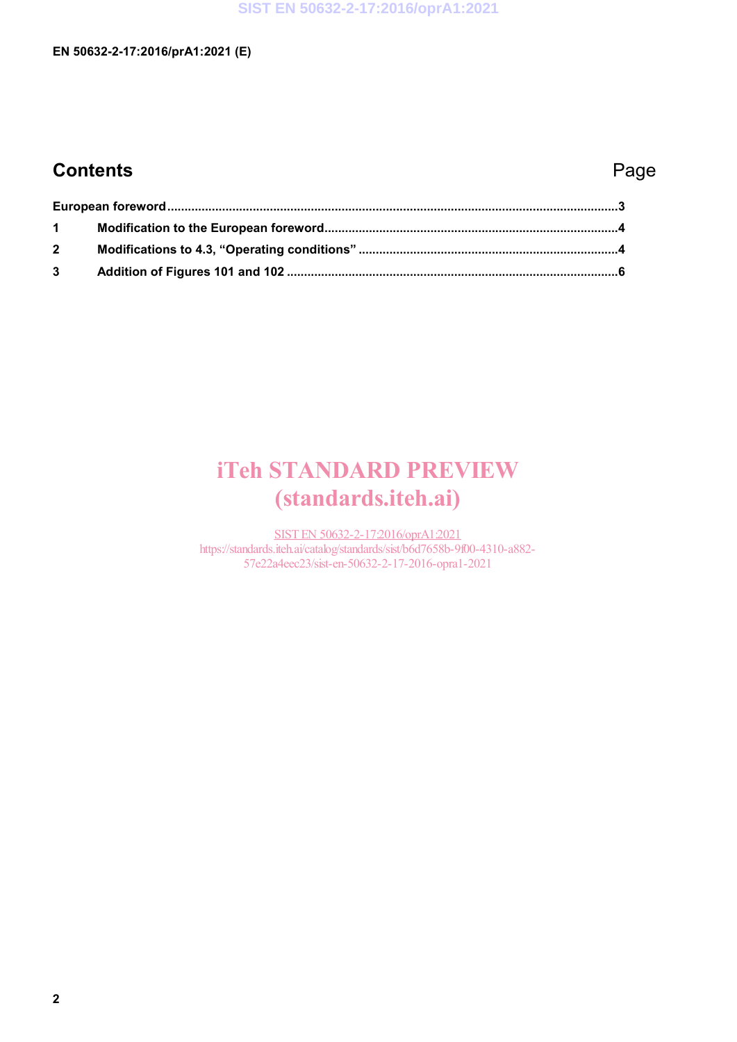## Contents

Page

| | | |
|---|---|---|
| European foreword | | 3 |
| 1 | Modification to the European foreword | 4 |
| 2 | Modifications to 4.3, “Operating conditions” | 4 |
| 3 | Addition of Figures 101 and 102 | 6 |

iTeh STANDARD PREVIEW
(standards.iteh.ai)

SIST EN 50632-2-17:2016/oprA1:2021
https://standards.iteh.ai/catalog/standards/sist/b6d7658b-9f00-4310-a882-57e22a4eec23/sist-en-50632-2-17-2016-opra1-2021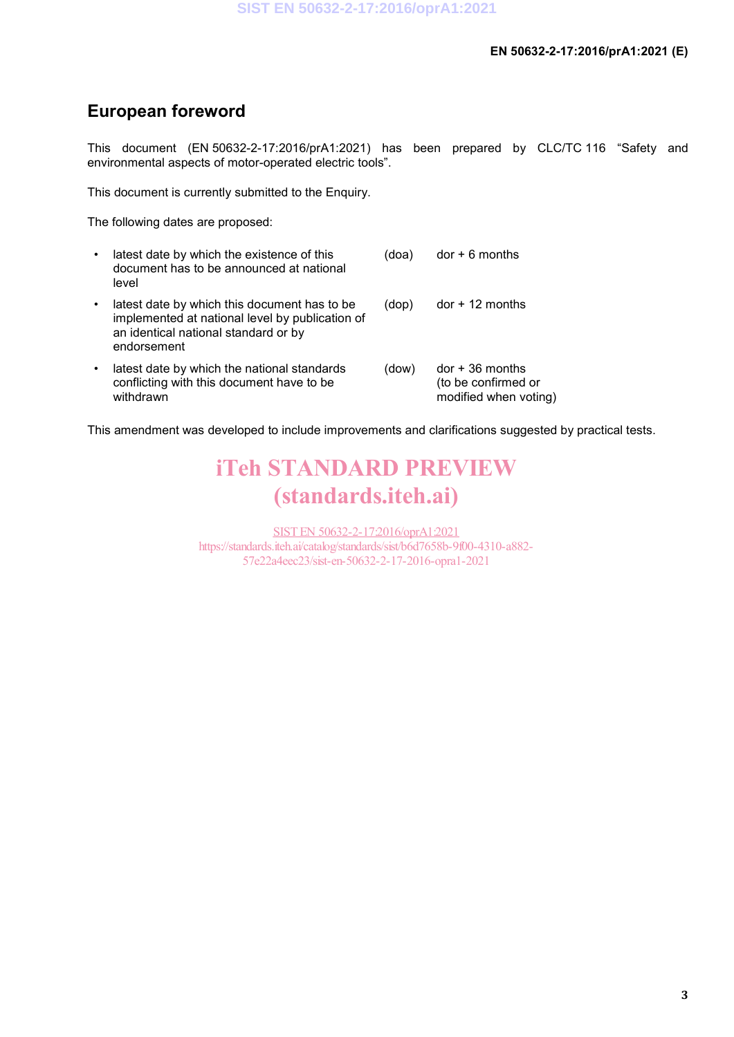# European foreword

This document (EN 50632-2-17:2016/prA1:2021) has been prepared by CLC/TC 116 “Safety and environmental aspects of motor-operated electric tools”.

This document is currently submitted to the Enquiry.

The following dates are proposed:

| | | |
|---|---|---|
| • latest date by which the existence of this document has to be announced at national level | (doa) | dor + 6 months |
| • latest date by which this document has to be implemented at national level by publication of an identical national standard or by endorsement | (dop) | dor + 12 months |
| • latest date by which the national standards conflicting with this document have to be withdrawn | (dow) | dor + 36 months (to be confirmed or modified when voting) |

This amendment was developed to include improvements and clarifications suggested by practical tests.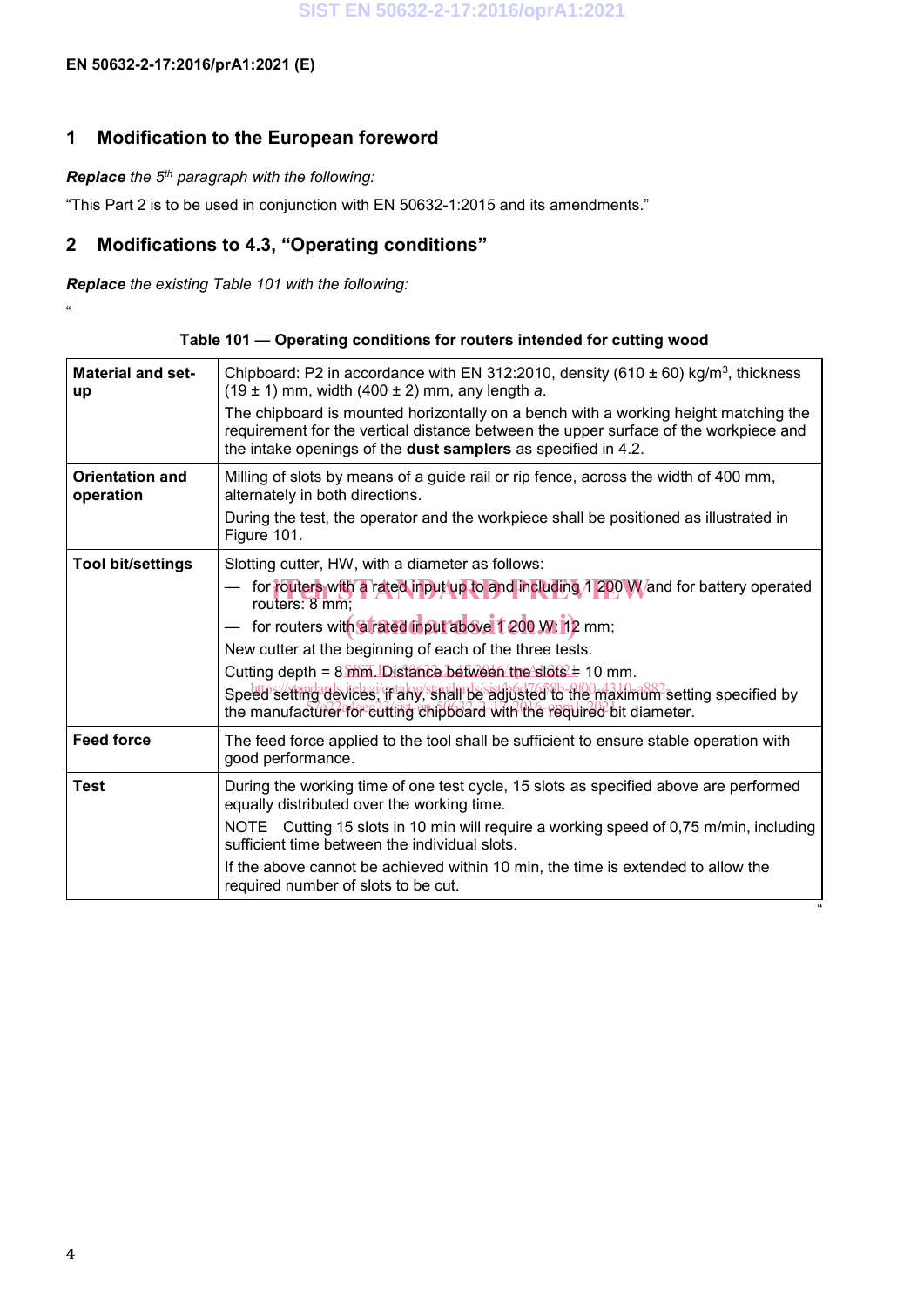## 1 Modification to the European foreword

***Replace** the 5th paragraph with the following:*

"This Part 2 is to be used in conjunction with EN 50632-1:2015 and its amendments."

## 2 Modifications to 4.3, "Operating conditions"

***Replace** the existing Table 101 with the following:*

"

**Table 101 — Operating conditions for routers intended for cutting wood**

| | |
|---|---|
| **Material and set-up** | Chipboard: P2 in accordance with EN 312:2010, density (610 ± 60) kg/m$^3$, thickness (19 ± 1) mm, width (400 ± 2) mm, any length *a*.<br>The chipboard is mounted horizontally on a bench with a working height matching the requirement for the vertical distance between the upper surface of the workpiece and the intake openings of the **dust samplers** as specified in 4.2. |
| **Orientation and operation** | Milling of slots by means of a guide rail or rip fence, across the width of 400 mm, alternately in both directions.<br>During the test, the operator and the workpiece shall be positioned as illustrated in Figure 101. |
| **Tool bit/settings** | Slotting cutter, HW, with a diameter as follows:<br>— for routers with a rated input up to and including 1 200 W and for battery operated routers: 8 mm;<br>— for routers with a rated input above 1 200 W: 12 mm;<br>New cutter at the beginning of each of the three tests.<br>Cutting depth = 8 mm. Distance between the slots = 10 mm.<br>Speed setting devices, if any, shall be adjusted to the maximum setting specified by the manufacturer for cutting chipboard with the required bit diameter. |
| **Feed force** | The feed force applied to the tool shall be sufficient to ensure stable operation with good performance. |
| **Test** | During the working time of one test cycle, 15 slots as specified above are performed equally distributed over the working time.<br>NOTE Cutting 15 slots in 10 min will require a working speed of 0,75 m/min, including sufficient time between the individual slots.<br>If the above cannot be achieved within 10 min, the time is extended to allow the required number of slots to be cut. |

"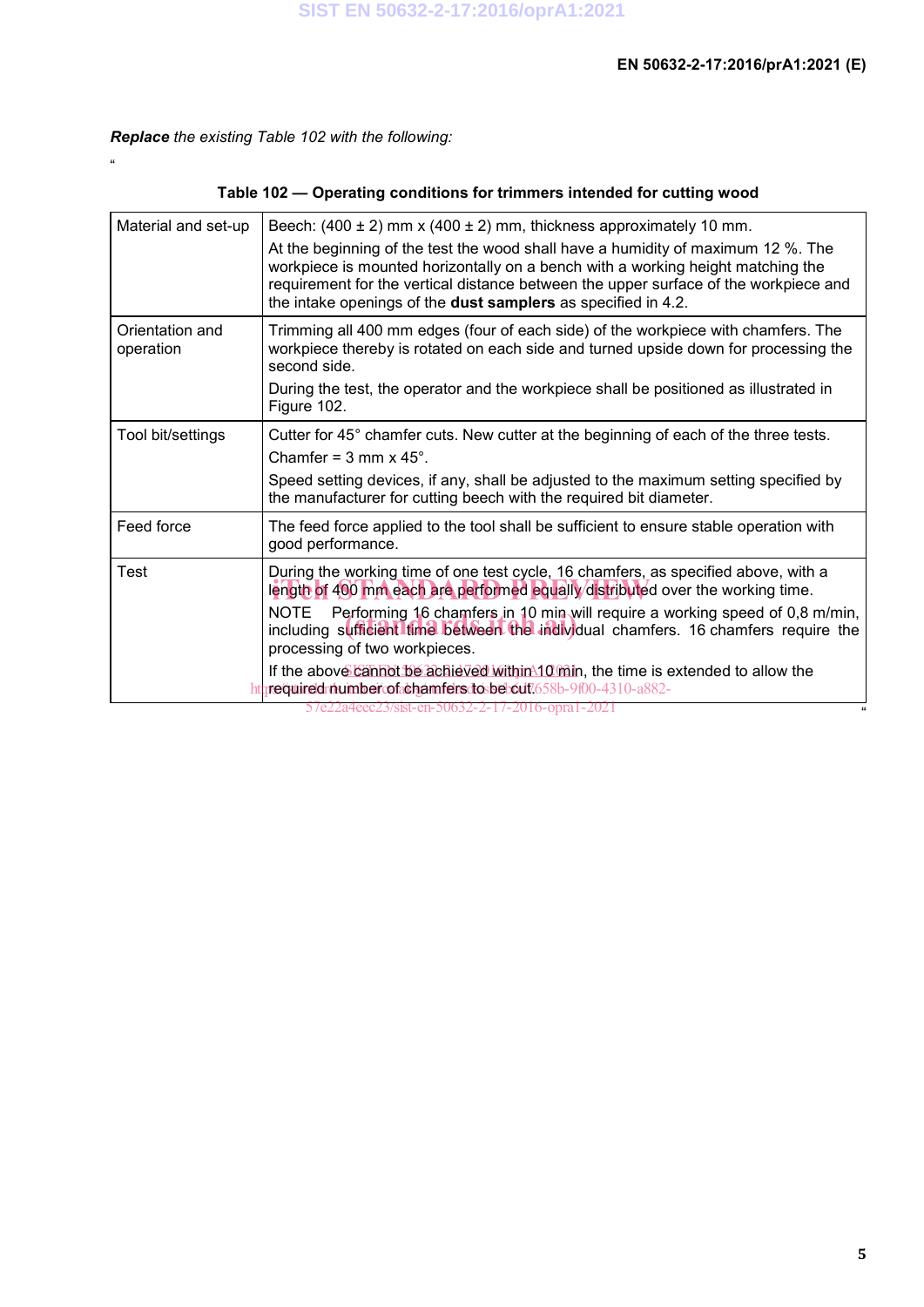***Replace*** *the existing Table 102 with the following:*

"

**Table 102 — Operating conditions for trimmers intended for cutting wood**

| | |
|---|---|
| Material and set-up | Beech: (400 ± 2) mm x (400 ± 2) mm, thickness approximately 10 mm.<br>At the beginning of the test the wood shall have a humidity of maximum 12 %. The workpiece is mounted horizontally on a bench with a working height matching the requirement for the vertical distance between the upper surface of the workpiece and the intake openings of the **dust samplers** as specified in 4.2. |
| Orientation and operation | Trimming all 400 mm edges (four of each side) of the workpiece with chamfers. The workpiece thereby is rotated on each side and turned upside down for processing the second side.<br>During the test, the operator and the workpiece shall be positioned as illustrated in Figure 102. |
| Tool bit/settings | Cutter for 45° chamfer cuts. New cutter at the beginning of each of the three tests.<br>Chamfer = 3 mm x 45°.<br>Speed setting devices, if any, shall be adjusted to the maximum setting specified by the manufacturer for cutting beech with the required bit diameter. |
| Feed force | The feed force applied to the tool shall be sufficient to ensure stable operation with good performance. |
| Test | During the working time of one test cycle, 16 chamfers, as specified above, with a length of 400 mm each are performed equally distributed over the working time.<br>NOTE Performing 16 chamfers in 10 min will require a working speed of 0,8 m/min, including sufficient time between the individual chamfers. 16 chamfers require the processing of two workpieces.<br>If the above cannot be achieved within 10 min, the time is extended to allow the required number of chamfers to be cut. |

"